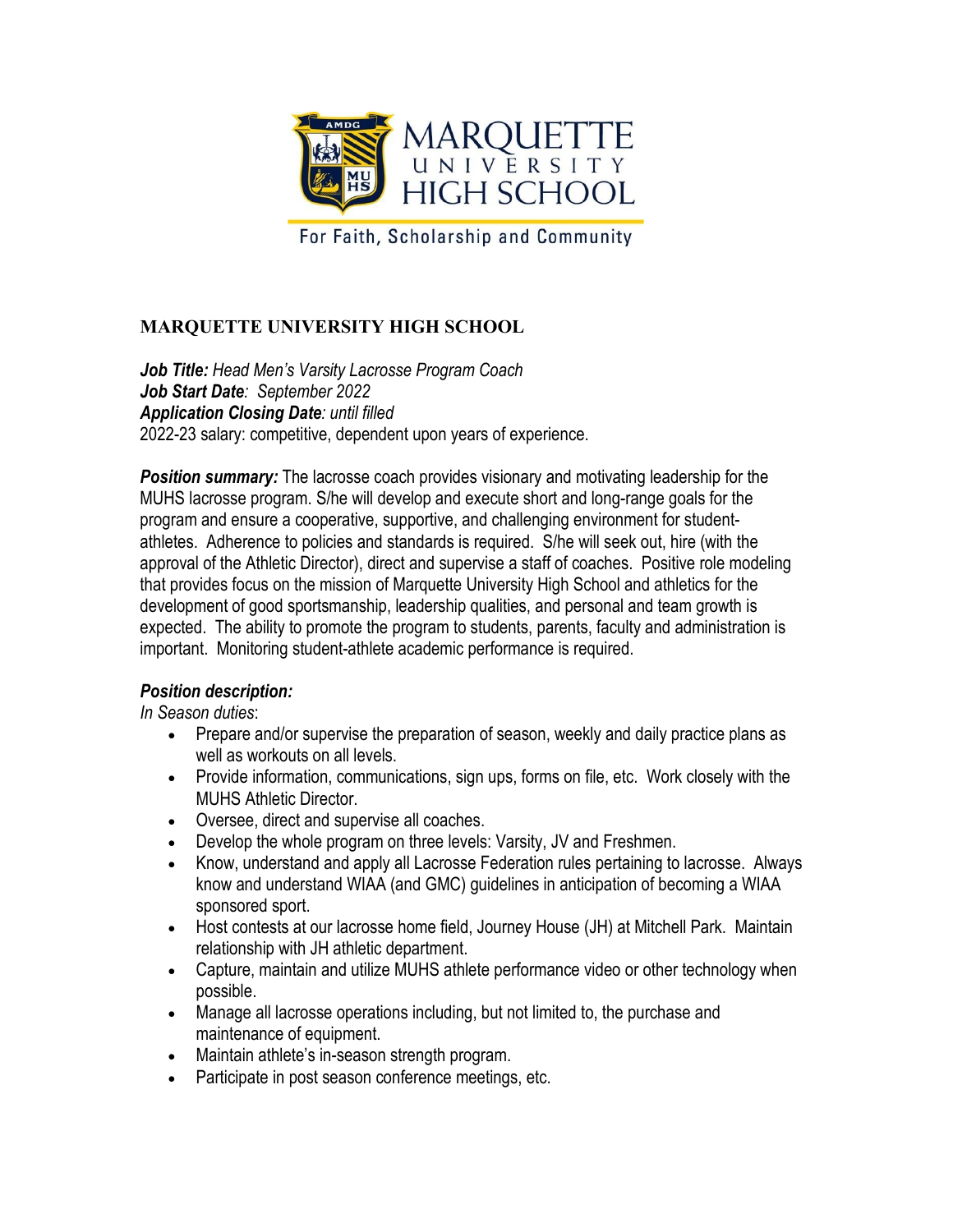MARQUETTE UNIVERSITY HIGH SCHOOL

For Faith, Scholarship and Community

## MARQUETTE UNIVERSITY HIGH SCHOOL

***Job Title:*** *Head Men's Varsity Lacrosse Program Coach*
***Job Start Date****: September 2022*
***Application Closing Date****: until filled*
2022-23 salary: competitive, dependent upon years of experience.

***Position summary:*** The lacrosse coach provides visionary and motivating leadership for the MUHS lacrosse program. S/he will develop and execute short and long-range goals for the program and ensure a cooperative, supportive, and challenging environment for student-athletes. Adherence to policies and standards is required. S/he will seek out, hire (with the approval of the Athletic Director), direct and supervise a staff of coaches. Positive role modeling that provides focus on the mission of Marquette University High School and athletics for the development of good sportsmanship, leadership qualities, and personal and team growth is expected. The ability to promote the program to students, parents, faculty and administration is important. Monitoring student-athlete academic performance is required.

***Position description:***

*In Season duties*:

- Prepare and/or supervise the preparation of season, weekly and daily practice plans as well as workouts on all levels.
- Provide information, communications, sign ups, forms on file, etc. Work closely with the MUHS Athletic Director.
- Oversee, direct and supervise all coaches.
- Develop the whole program on three levels: Varsity, JV and Freshmen.
- Know, understand and apply all Lacrosse Federation rules pertaining to lacrosse. Always know and understand WIAA (and GMC) guidelines in anticipation of becoming a WIAA sponsored sport.
- Host contests at our lacrosse home field, Journey House (JH) at Mitchell Park. Maintain relationship with JH athletic department.
- Capture, maintain and utilize MUHS athlete performance video or other technology when possible.
- Manage all lacrosse operations including, but not limited to, the purchase and maintenance of equipment.
- Maintain athlete's in-season strength program.
- Participate in post season conference meetings, etc.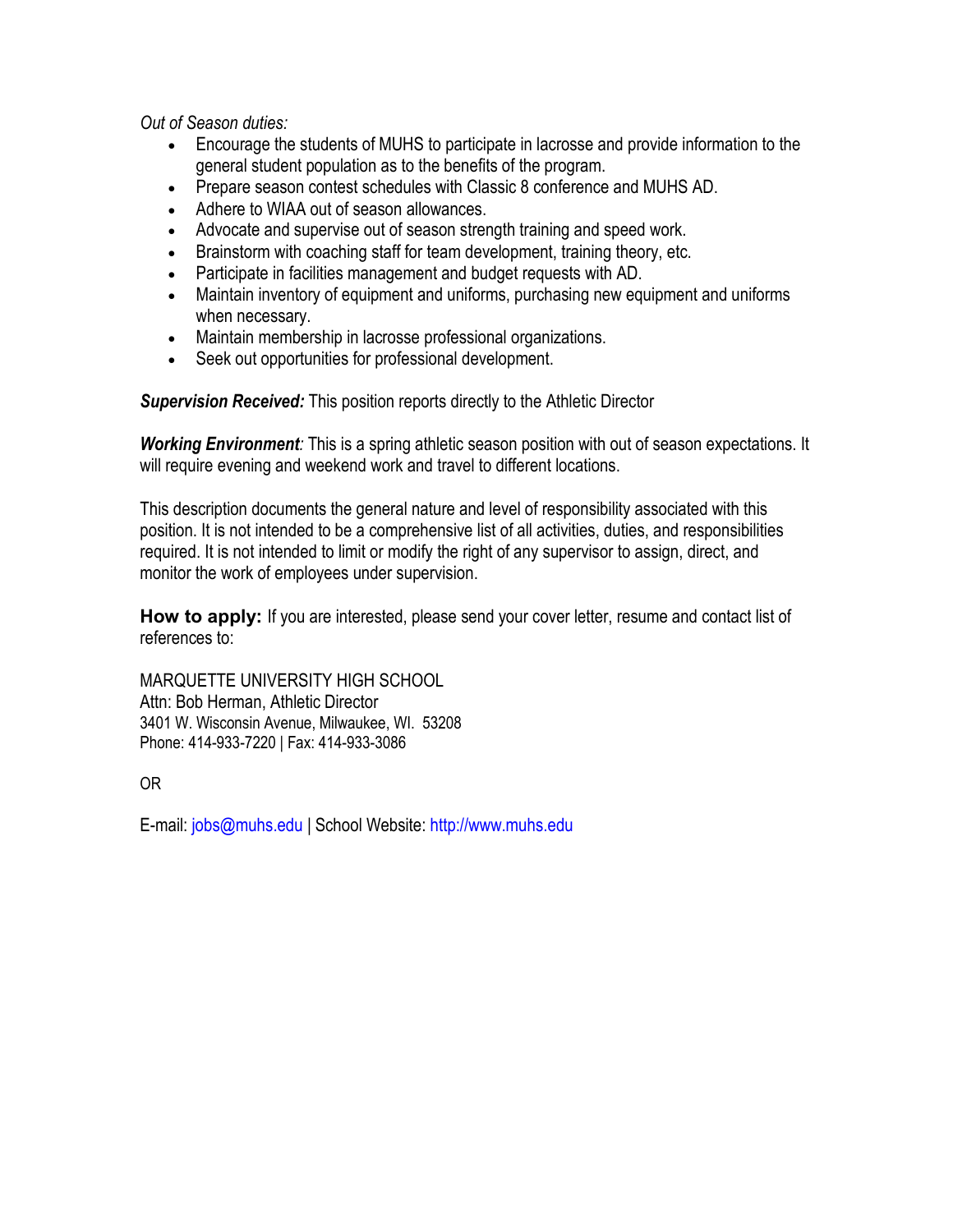*Out of Season duties:*

- Encourage the students of MUHS to participate in lacrosse and provide information to the general student population as to the benefits of the program.
- Prepare season contest schedules with Classic 8 conference and MUHS AD.
- Adhere to WIAA out of season allowances.
- Advocate and supervise out of season strength training and speed work.
- Brainstorm with coaching staff for team development, training theory, etc.
- Participate in facilities management and budget requests with AD.
- Maintain inventory of equipment and uniforms, purchasing new equipment and uniforms when necessary.
- Maintain membership in lacrosse professional organizations.
- Seek out opportunities for professional development.

***Supervision Received:*** This position reports directly to the Athletic Director

***Working Environment****:* This is a spring athletic season position with out of season expectations. It will require evening and weekend work and travel to different locations.

This description documents the general nature and level of responsibility associated with this position. It is not intended to be a comprehensive list of all activities, duties, and responsibilities required. It is not intended to limit or modify the right of any supervisor to assign, direct, and monitor the work of employees under supervision.

**How to apply:** If you are interested, please send your cover letter, resume and contact list of references to:

MARQUETTE UNIVERSITY HIGH SCHOOL
Attn: Bob Herman, Athletic Director
3401 W. Wisconsin Avenue, Milwaukee, WI. 53208
Phone: 414-933-7220 | Fax: 414-933-3086

OR

E-mail: jobs@muhs.edu | School Website: http://www.muhs.edu